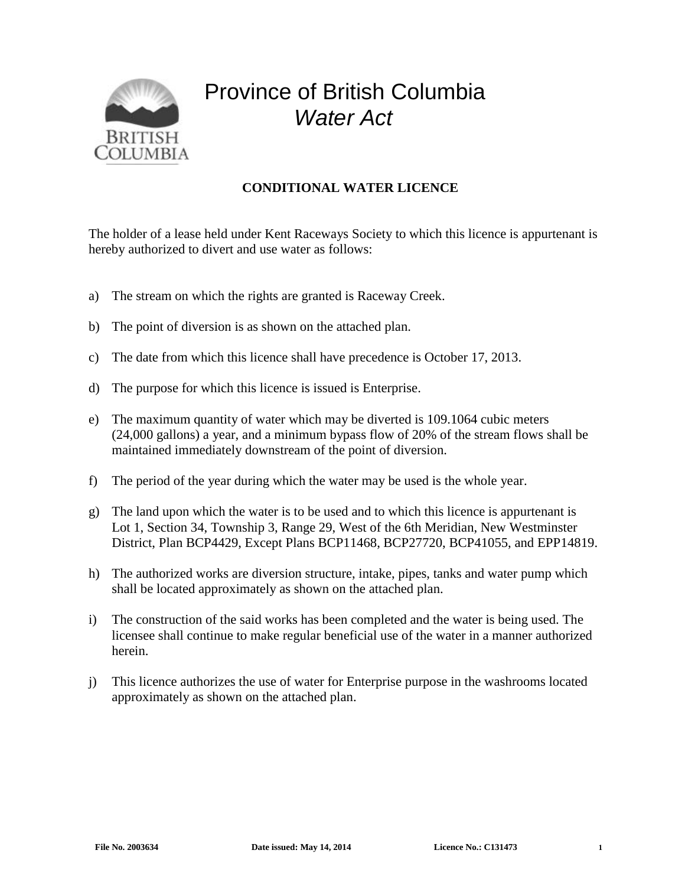# Province of British Columbia

## *Water Act*

**CONDITIONAL WATER LICENCE**

The holder of a lease held under Kent Raceways Society to which this licence is appurtenant is hereby authorized to divert and use water as follows:

a) The stream on which the rights are granted is Raceway Creek.

b) The point of diversion is as shown on the attached plan.

c) The date from which this licence shall have precedence is October 17, 2013.

d) The purpose for which this licence is issued is Enterprise.

e) The maximum quantity of water which may be diverted is 109.1064 cubic meters (24,000 gallons) a year, and a minimum bypass flow of 20% of the stream flows shall be maintained immediately downstream of the point of diversion.

f) The period of the year during which the water may be used is the whole year.

g) The land upon which the water is to be used and to which this licence is appurtenant is Lot 1, Section 34, Township 3, Range 29, West of the 6th Meridian, New Westminster District, Plan BCP4429, Except Plans BCP11468, BCP27720, BCP41055, and EPP14819.

h) The authorized works are diversion structure, intake, pipes, tanks and water pump which shall be located approximately as shown on the attached plan.

i) The construction of the said works has been completed and the water is being used. The licensee shall continue to make regular beneficial use of the water in a manner authorized herein.

j) This licence authorizes the use of water for Enterprise purpose in the washrooms located approximately as shown on the attached plan.

**File No. 2003634** **Date issued: May 14, 2014** **Licence No.: C131473**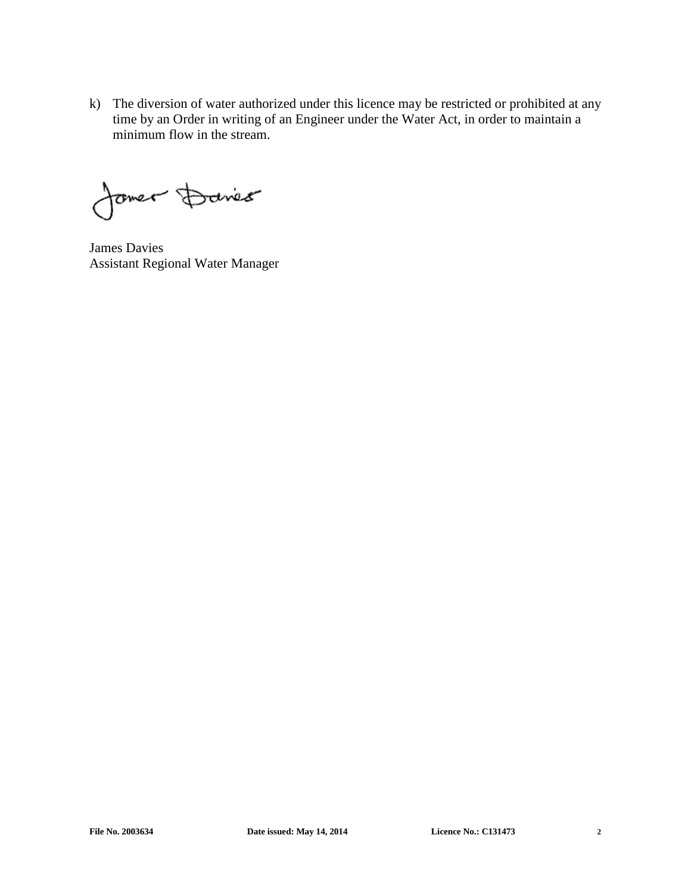k) The diversion of water authorized under this licence may be restricted or prohibited at any time by an Order in writing of an Engineer under the Water Act, in order to maintain a minimum flow in the stream.

James Davies
Assistant Regional Water Manager

**File No. 2003634** **Date issued: May 14, 2014** **Licence No.: C131473**